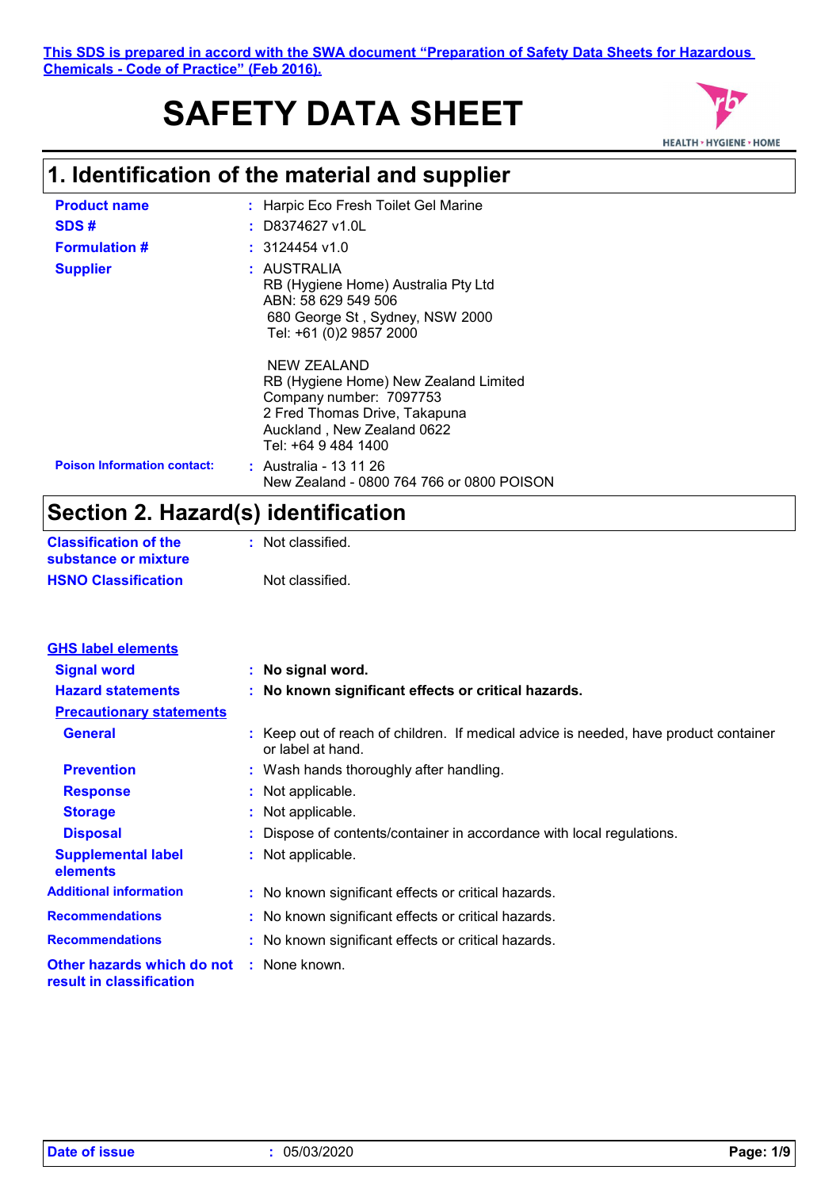This SDS is prepared in accord with the SWA document "Preparation of Safety Data Sheets for Hazardous Chemicals - Code of Practice" (Feb 2016).

# SAFETY DATA SHEET

HEALTH • HYGIENE • HOME

## 1. Identification of the material and supplier

**Product name** : Harpic Eco Fresh Toilet Gel Marine

**SDS #** : D8374627 v1.0L

**Formulation #** : 3124454 v1.0

**Supplier** : AUSTRALIA
RB (Hygiene Home) Australia Pty Ltd
ABN: 58 629 549 506
680 George St , Sydney, NSW 2000
Tel: +61 (0)2 9857 2000

NEW ZEALAND
RB (Hygiene Home) New Zealand Limited
Company number: 7097753
2 Fred Thomas Drive, Takapuna
Auckland , New Zealand 0622
Tel: +64 9 484 1400

**Poison Information contact:** : Australia - 13 11 26
New Zealand - 0800 764 766 or 0800 POISON

## Section 2. Hazard(s) identification

**Classification of the substance or mixture** : Not classified.

**HSNO Classification** Not classified.

**GHS label elements**

**Signal word** : **No signal word.**

**Hazard statements** : **No known significant effects or critical hazards.**

**Precautionary statements**

**General** : Keep out of reach of children. If medical advice is needed, have product container or label at hand.

**Prevention** : Wash hands thoroughly after handling.

**Response** : Not applicable.

**Storage** : Not applicable.

**Disposal** : Dispose of contents/container in accordance with local regulations.

**Supplemental label elements** : Not applicable.

**Additional information** : No known significant effects or critical hazards.

**Recommendations** : No known significant effects or critical hazards.

**Recommendations** : No known significant effects or critical hazards.

**Other hazards which do not result in classification** : None known.

**Date of issue** : 05/03/2020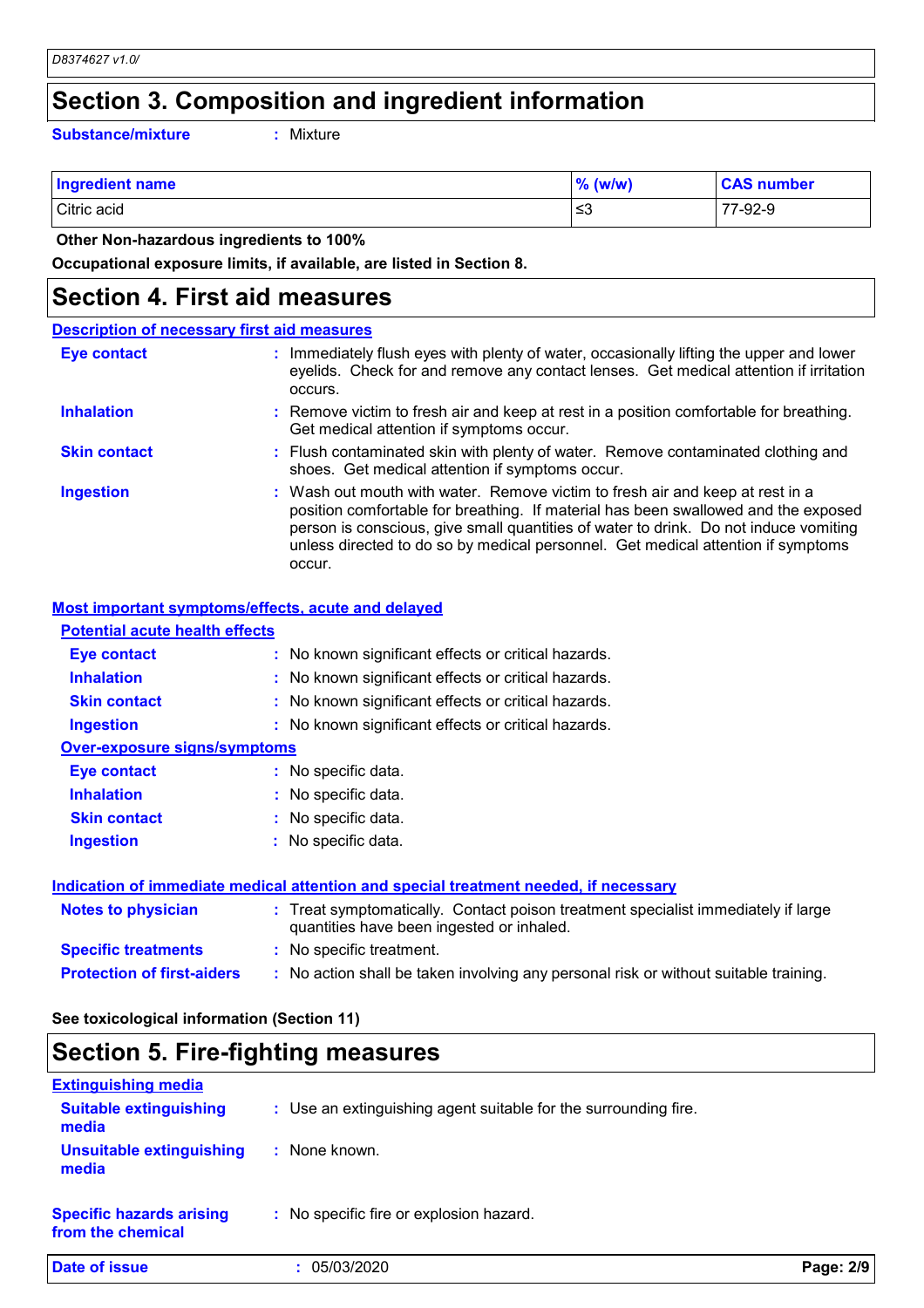## Section 3. Composition and ingredient information

**Substance/mixture** : Mixture

| Ingredient name | % (w/w) | CAS number |
|---|---|---|
| Citric acid | ≤3 | 77-92-9 |

**Other Non-hazardous ingredients to 100%**

**Occupational exposure limits, if available, are listed in Section 8.**

## Section 4. First aid measures

### Description of necessary first aid measures

**Eye contact** : Immediately flush eyes with plenty of water, occasionally lifting the upper and lower eyelids. Check for and remove any contact lenses. Get medical attention if irritation occurs.

**Inhalation** : Remove victim to fresh air and keep at rest in a position comfortable for breathing. Get medical attention if symptoms occur.

**Skin contact** : Flush contaminated skin with plenty of water. Remove contaminated clothing and shoes. Get medical attention if symptoms occur.

**Ingestion** : Wash out mouth with water. Remove victim to fresh air and keep at rest in a position comfortable for breathing. If material has been swallowed and the exposed person is conscious, give small quantities of water to drink. Do not induce vomiting unless directed to do so by medical personnel. Get medical attention if symptoms occur.

### Most important symptoms/effects, acute and delayed

#### Potential acute health effects

**Eye contact** : No known significant effects or critical hazards.

**Inhalation** : No known significant effects or critical hazards.

**Skin contact** : No known significant effects or critical hazards.

**Ingestion** : No known significant effects or critical hazards.

#### Over-exposure signs/symptoms

**Eye contact** : No specific data.

**Inhalation** : No specific data.

**Skin contact** : No specific data.

**Ingestion** : No specific data.

### Indication of immediate medical attention and special treatment needed, if necessary

**Notes to physician** : Treat symptomatically. Contact poison treatment specialist immediately if large quantities have been ingested or inhaled.

**Specific treatments** : No specific treatment.

**Protection of first-aiders** : No action shall be taken involving any personal risk or without suitable training.

**See toxicological information (Section 11)**

## Section 5. Fire-fighting measures

### Extinguishing media

**Suitable extinguishing media** : Use an extinguishing agent suitable for the surrounding fire.

**Unsuitable extinguishing media** : None known.

**Specific hazards arising from the chemical** : No specific fire or explosion hazard.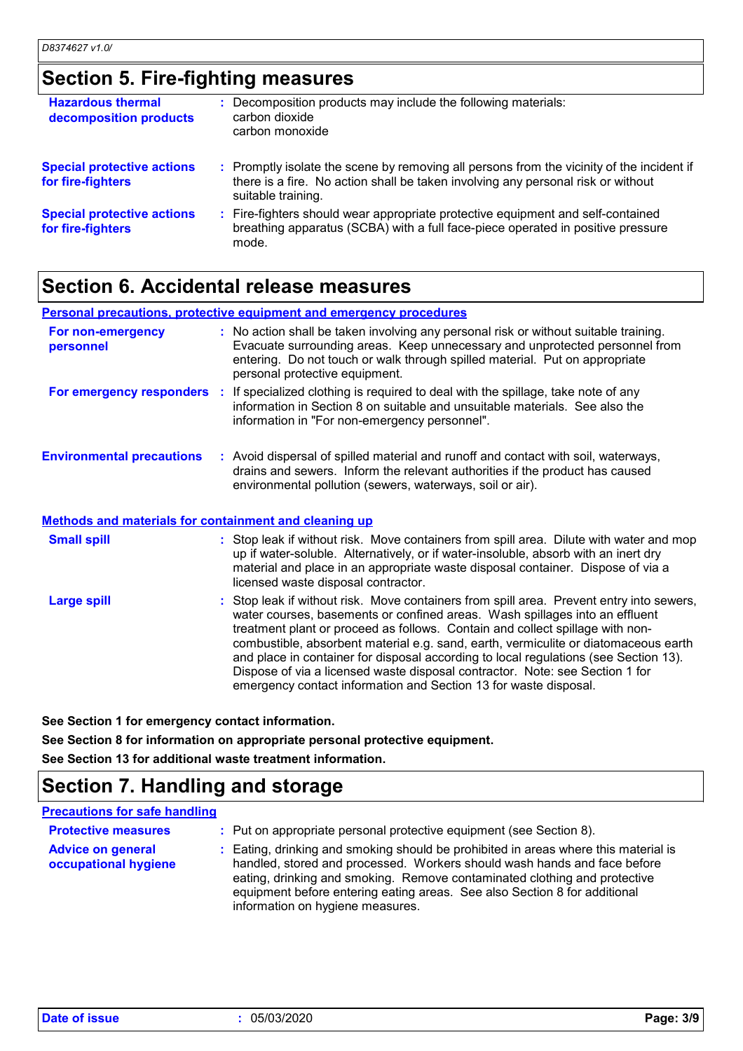## Section 5. Fire-fighting measures

**Hazardous thermal decomposition products** : Decomposition products may include the following materials:
carbon dioxide
carbon monoxide

**Special protective actions for fire-fighters** : Promptly isolate the scene by removing all persons from the vicinity of the incident if there is a fire. No action shall be taken involving any personal risk or without suitable training.

**Special protective actions for fire-fighters** : Fire-fighters should wear appropriate protective equipment and self-contained breathing apparatus (SCBA) with a full face-piece operated in positive pressure mode.

## Section 6. Accidental release measures

### Personal precautions, protective equipment and emergency procedures

**For non-emergency personnel** : No action shall be taken involving any personal risk or without suitable training. Evacuate surrounding areas. Keep unnecessary and unprotected personnel from entering. Do not touch or walk through spilled material. Put on appropriate personal protective equipment.

**For emergency responders** : If specialized clothing is required to deal with the spillage, take note of any information in Section 8 on suitable and unsuitable materials. See also the information in "For non-emergency personnel".

**Environmental precautions** : Avoid dispersal of spilled material and runoff and contact with soil, waterways, drains and sewers. Inform the relevant authorities if the product has caused environmental pollution (sewers, waterways, soil or air).

### Methods and materials for containment and cleaning up

**Small spill** : Stop leak if without risk. Move containers from spill area. Dilute with water and mop up if water-soluble. Alternatively, or if water-insoluble, absorb with an inert dry material and place in an appropriate waste disposal container. Dispose of via a licensed waste disposal contractor.

**Large spill** : Stop leak if without risk. Move containers from spill area. Prevent entry into sewers, water courses, basements or confined areas. Wash spillages into an effluent treatment plant or proceed as follows. Contain and collect spillage with non-combustible, absorbent material e.g. sand, earth, vermiculite or diatomaceous earth and place in container for disposal according to local regulations (see Section 13). Dispose of via a licensed waste disposal contractor. Note: see Section 1 for emergency contact information and Section 13 for waste disposal.

**See Section 1 for emergency contact information.**

**See Section 8 for information on appropriate personal protective equipment.**

**See Section 13 for additional waste treatment information.**

## Section 7. Handling and storage

### Precautions for safe handling

**Protective measures** : Put on appropriate personal protective equipment (see Section 8).

**Advice on general occupational hygiene** : Eating, drinking and smoking should be prohibited in areas where this material is handled, stored and processed. Workers should wash hands and face before eating, drinking and smoking. Remove contaminated clothing and protective equipment before entering eating areas. See also Section 8 for additional information on hygiene measures.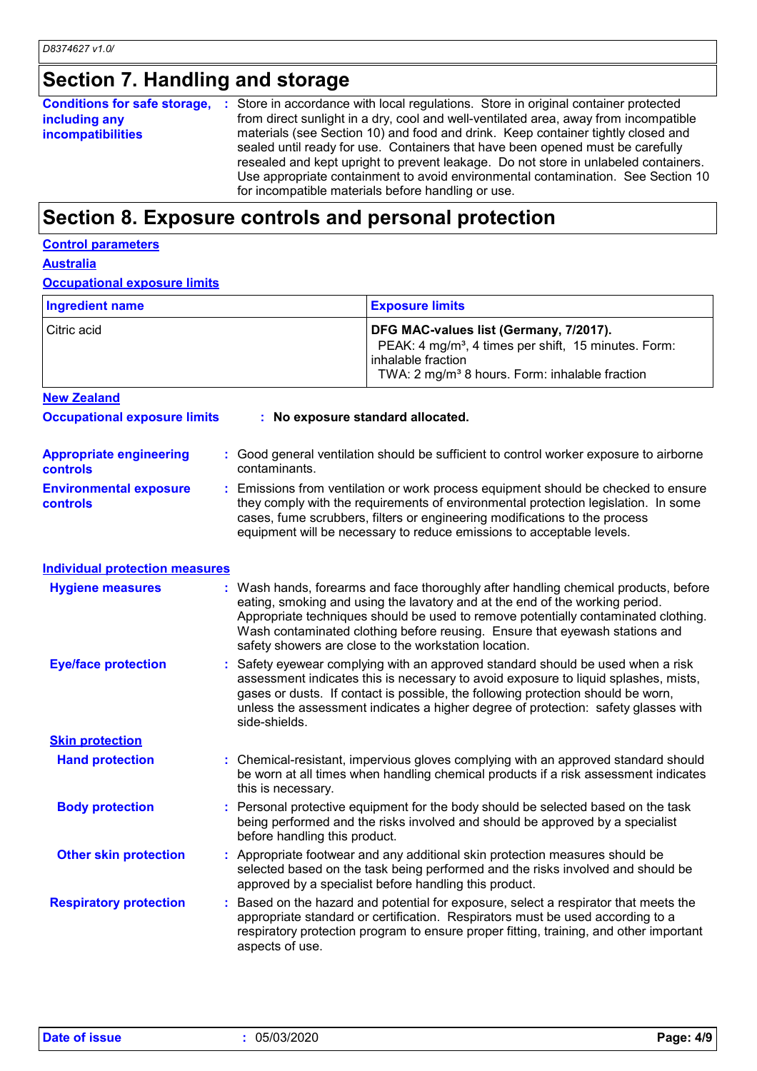## Section 7. Handling and storage

**Conditions for safe storage, including any incompatibilities** : Store in accordance with local regulations. Store in original container protected from direct sunlight in a dry, cool and well-ventilated area, away from incompatible materials (see Section 10) and food and drink. Keep container tightly closed and sealed until ready for use. Containers that have been opened must be carefully resealed and kept upright to prevent leakage. Do not store in unlabeled containers. Use appropriate containment to avoid environmental contamination. See Section 10 for incompatible materials before handling or use.

## Section 8. Exposure controls and personal protection

### Control parameters

**Australia**

**Occupational exposure limits**

| Ingredient name | Exposure limits |
|---|---|
| Citric acid | **DFG MAC-values list (Germany, 7/2017).**<br>PEAK: 4 mg/m³, 4 times per shift, 15 minutes. Form: inhalable fraction<br>TWA: 2 mg/m³ 8 hours. Form: inhalable fraction |

**New Zealand**

**Occupational exposure limits** : **No exposure standard allocated.**

**Appropriate engineering controls** : Good general ventilation should be sufficient to control worker exposure to airborne contaminants.

**Environmental exposure controls** : Emissions from ventilation or work process equipment should be checked to ensure they comply with the requirements of environmental protection legislation. In some cases, fume scrubbers, filters or engineering modifications to the process equipment will be necessary to reduce emissions to acceptable levels.

### Individual protection measures

**Hygiene measures** : Wash hands, forearms and face thoroughly after handling chemical products, before eating, smoking and using the lavatory and at the end of the working period. Appropriate techniques should be used to remove potentially contaminated clothing. Wash contaminated clothing before reusing. Ensure that eyewash stations and safety showers are close to the workstation location.

**Eye/face protection** : Safety eyewear complying with an approved standard should be used when a risk assessment indicates this is necessary to avoid exposure to liquid splashes, mists, gases or dusts. If contact is possible, the following protection should be worn, unless the assessment indicates a higher degree of protection: safety glasses with side-shields.

**Skin protection**

**Hand protection** : Chemical-resistant, impervious gloves complying with an approved standard should be worn at all times when handling chemical products if a risk assessment indicates this is necessary.

**Body protection** : Personal protective equipment for the body should be selected based on the task being performed and the risks involved and should be approved by a specialist before handling this product.

**Other skin protection** : Appropriate footwear and any additional skin protection measures should be selected based on the task being performed and the risks involved and should be approved by a specialist before handling this product.

**Respiratory protection** : Based on the hazard and potential for exposure, select a respirator that meets the appropriate standard or certification. Respirators must be used according to a respiratory protection program to ensure proper fitting, training, and other important aspects of use.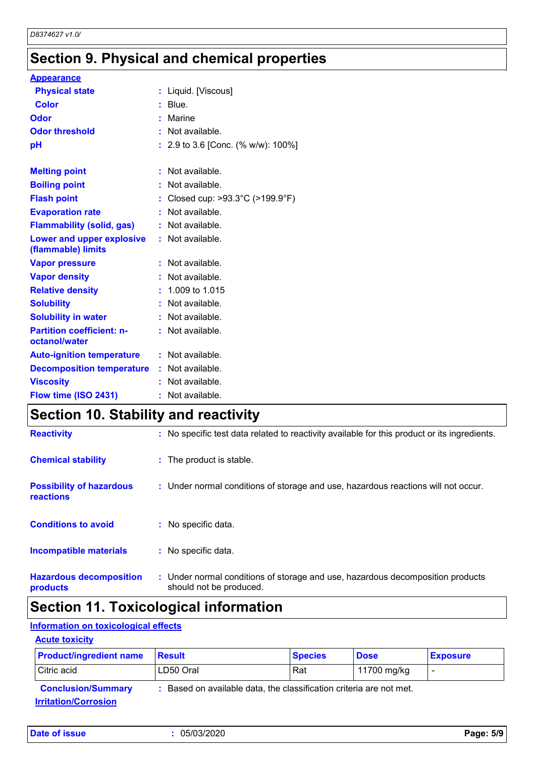# Section 9. Physical and chemical properties

**Appearance**

| | | |
|---|---|---|
| **Physical state** | : | Liquid. [Viscous] |
| **Color** | : | Blue. |
| **Odor** | : | Marine |
| **Odor threshold** | : | Not available. |
| **pH** | : | 2.9 to 3.6 [Conc. (% w/w): 100%] |
| **Melting point** | : | Not available. |
| **Boiling point** | : | Not available. |
| **Flash point** | : | Closed cup: >93.3°C (>199.9°F) |
| **Evaporation rate** | : | Not available. |
| **Flammability (solid, gas)** | : | Not available. |
| **Lower and upper explosive (flammable) limits** | : | Not available. |
| **Vapor pressure** | : | Not available. |
| **Vapor density** | : | Not available. |
| **Relative density** | : | 1.009 to 1.015 |
| **Solubility** | : | Not available. |
| **Solubility in water** | : | Not available. |
| **Partition coefficient: n-octanol/water** | : | Not available. |
| **Auto-ignition temperature** | : | Not available. |
| **Decomposition temperature** | : | Not available. |
| **Viscosity** | : | Not available. |
| **Flow time (ISO 2431)** | : | Not available. |

# Section 10. Stability and reactivity

| | | |
|---|---|---|
| **Reactivity** | : | No specific test data related to reactivity available for this product or its ingredients. |
| **Chemical stability** | : | The product is stable. |
| **Possibility of hazardous reactions** | : | Under normal conditions of storage and use, hazardous reactions will not occur. |
| **Conditions to avoid** | : | No specific data. |
| **Incompatible materials** | : | No specific data. |
| **Hazardous decomposition products** | : | Under normal conditions of storage and use, hazardous decomposition products should not be produced. |

# Section 11. Toxicological information

**Information on toxicological effects**

**Acute toxicity**

| Product/ingredient name | Result | Species | Dose | Exposure |
|---|---|---|---|---|
| Citric acid | LD50 Oral | Rat | 11700 mg/kg | - |

**Conclusion/Summary** : Based on available data, the classification criteria are not met.

**Irritation/Corrosion**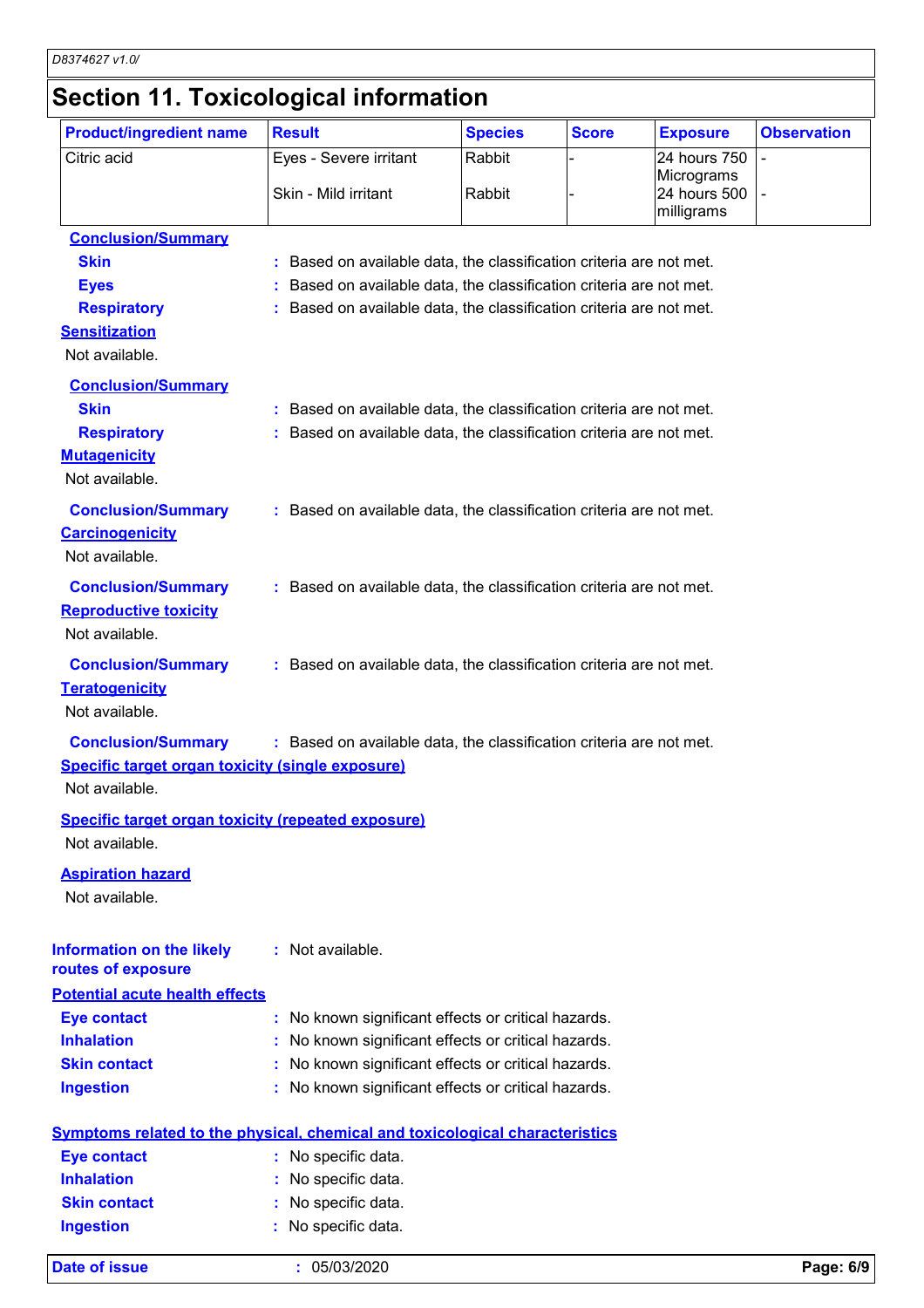## Section 11. Toxicological information

| Product/ingredient name | Result | Species | Score | Exposure | Observation |
|---|---|---|---|---|---|
| Citric acid | Eyes - Severe irritant | Rabbit | - | 24 hours 750 Micrograms | - |
| | Skin - Mild irritant | Rabbit | - | 24 hours 500 milligrams | - |

**Conclusion/Summary**

- **Skin** : Based on available data, the classification criteria are not met.
- **Eyes** : Based on available data, the classification criteria are not met.
- **Respiratory** : Based on available data, the classification criteria are not met.

**Sensitization**

Not available.

**Conclusion/Summary**

- **Skin** : Based on available data, the classification criteria are not met.
- **Respiratory** : Based on available data, the classification criteria are not met.

**Mutagenicity**

Not available.

**Conclusion/Summary** : Based on available data, the classification criteria are not met.

**Carcinogenicity**

Not available.

**Conclusion/Summary** : Based on available data, the classification criteria are not met.

**Reproductive toxicity**

Not available.

**Conclusion/Summary** : Based on available data, the classification criteria are not met.

**Teratogenicity**

Not available.

**Conclusion/Summary** : Based on available data, the classification criteria are not met.

**Specific target organ toxicity (single exposure)**

Not available.

**Specific target organ toxicity (repeated exposure)**

Not available.

**Aspiration hazard**

Not available.

**Information on the likely routes of exposure** : Not available.

**Potential acute health effects**

- **Eye contact** : No known significant effects or critical hazards.
- **Inhalation** : No known significant effects or critical hazards.
- **Skin contact** : No known significant effects or critical hazards.
- **Ingestion** : No known significant effects or critical hazards.

**Symptoms related to the physical, chemical and toxicological characteristics**

- **Eye contact** : No specific data.
- **Inhalation** : No specific data.
- **Skin contact** : No specific data.
- **Ingestion** : No specific data.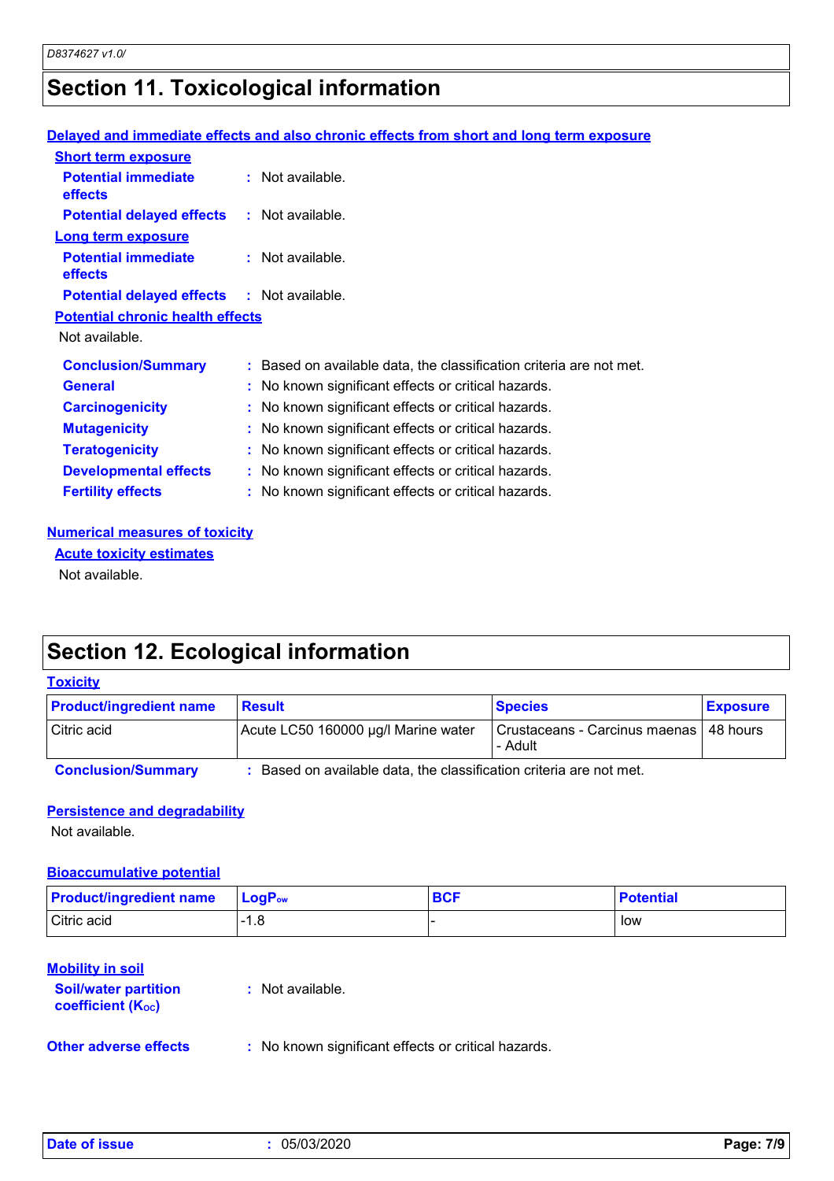# Section 11. Toxicological information

### Delayed and immediate effects and also chronic effects from short and long term exposure

**Short term exposure**

**Potential immediate effects** : Not available.

**Potential delayed effects** : Not available.

**Long term exposure**

**Potential immediate effects** : Not available.

**Potential delayed effects** : Not available.

**Potential chronic health effects**

Not available.

**Conclusion/Summary** : Based on available data, the classification criteria are not met.

**General** : No known significant effects or critical hazards.

**Carcinogenicity** : No known significant effects or critical hazards.

**Mutagenicity** : No known significant effects or critical hazards.

**Teratogenicity** : No known significant effects or critical hazards.

**Developmental effects** : No known significant effects or critical hazards.

**Fertility effects** : No known significant effects or critical hazards.

### Numerical measures of toxicity

**Acute toxicity estimates**

Not available.

# Section 12. Ecological information

### Toxicity

| Product/ingredient name | Result | Species | Exposure |
|---|---|---|---|
| Citric acid | Acute LC50 160000 µg/l Marine water | Crustaceans - Carcinus maenas - Adult | 48 hours |

**Conclusion/Summary** : Based on available data, the classification criteria are not met.

### Persistence and degradability

Not available.

### Bioaccumulative potential

| Product/ingredient name | $LogP_{ow}$ | BCF | Potential |
|---|---|---|---|
| Citric acid | -1.8 | - | low |

### Mobility in soil

**Soil/water partition coefficient ($K_{OC}$)** : Not available.

**Other adverse effects** : No known significant effects or critical hazards.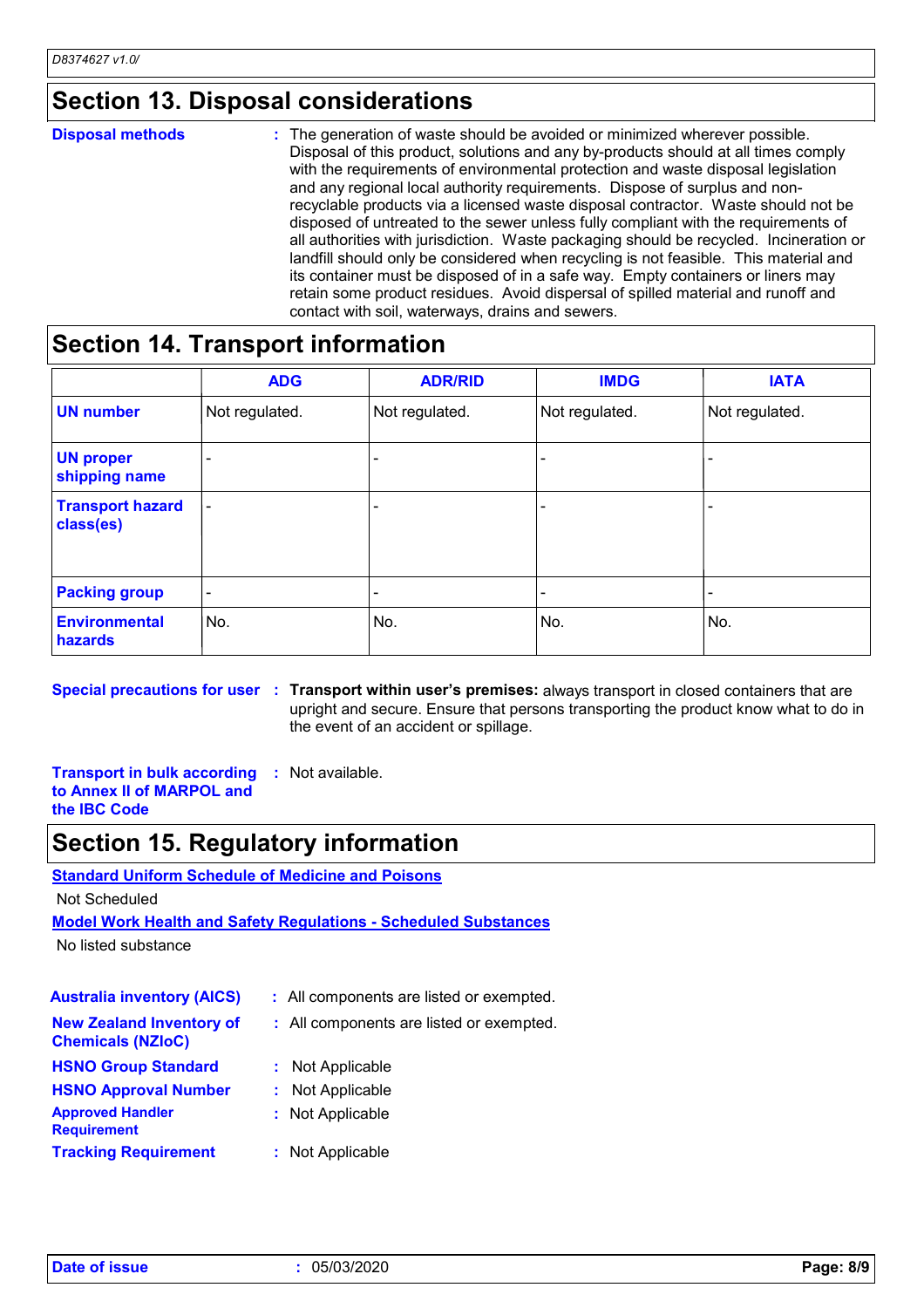## Section 13. Disposal considerations

**Disposal methods** : The generation of waste should be avoided or minimized wherever possible. Disposal of this product, solutions and any by-products should at all times comply with the requirements of environmental protection and waste disposal legislation and any regional local authority requirements. Dispose of surplus and non-recyclable products via a licensed waste disposal contractor. Waste should not be disposed of untreated to the sewer unless fully compliant with the requirements of all authorities with jurisdiction. Waste packaging should be recycled. Incineration or landfill should only be considered when recycling is not feasible. This material and its container must be disposed of in a safe way. Empty containers or liners may retain some product residues. Avoid dispersal of spilled material and runoff and contact with soil, waterways, drains and sewers.

## Section 14. Transport information

| | ADG | ADR/RID | IMDG | IATA |
|---|---|---|---|---|
| **UN number** | Not regulated. | Not regulated. | Not regulated. | Not regulated. |
| **UN proper shipping name** | - | - | - | - |
| **Transport hazard class(es)** | - | - | - | - |
| **Packing group** | - | - | - | - |
| **Environmental hazards** | No. | No. | No. | No. |

**Special precautions for user** : **Transport within user's premises:** always transport in closed containers that are upright and secure. Ensure that persons transporting the product know what to do in the event of an accident or spillage.

**Transport in bulk according to Annex II of MARPOL and the IBC Code** : Not available.

## Section 15. Regulatory information

**Standard Uniform Schedule of Medicine and Poisons**

Not Scheduled

**Model Work Health and Safety Regulations - Scheduled Substances**

No listed substance

**Australia inventory (AICS)** : All components are listed or exempted.

**New Zealand Inventory of Chemicals (NZIoC)** : All components are listed or exempted.

**HSNO Group Standard** : Not Applicable

**HSNO Approval Number** : Not Applicable

**Approved Handler Requirement** : Not Applicable

**Tracking Requirement** : Not Applicable

**Date of issue** : 05/03/2020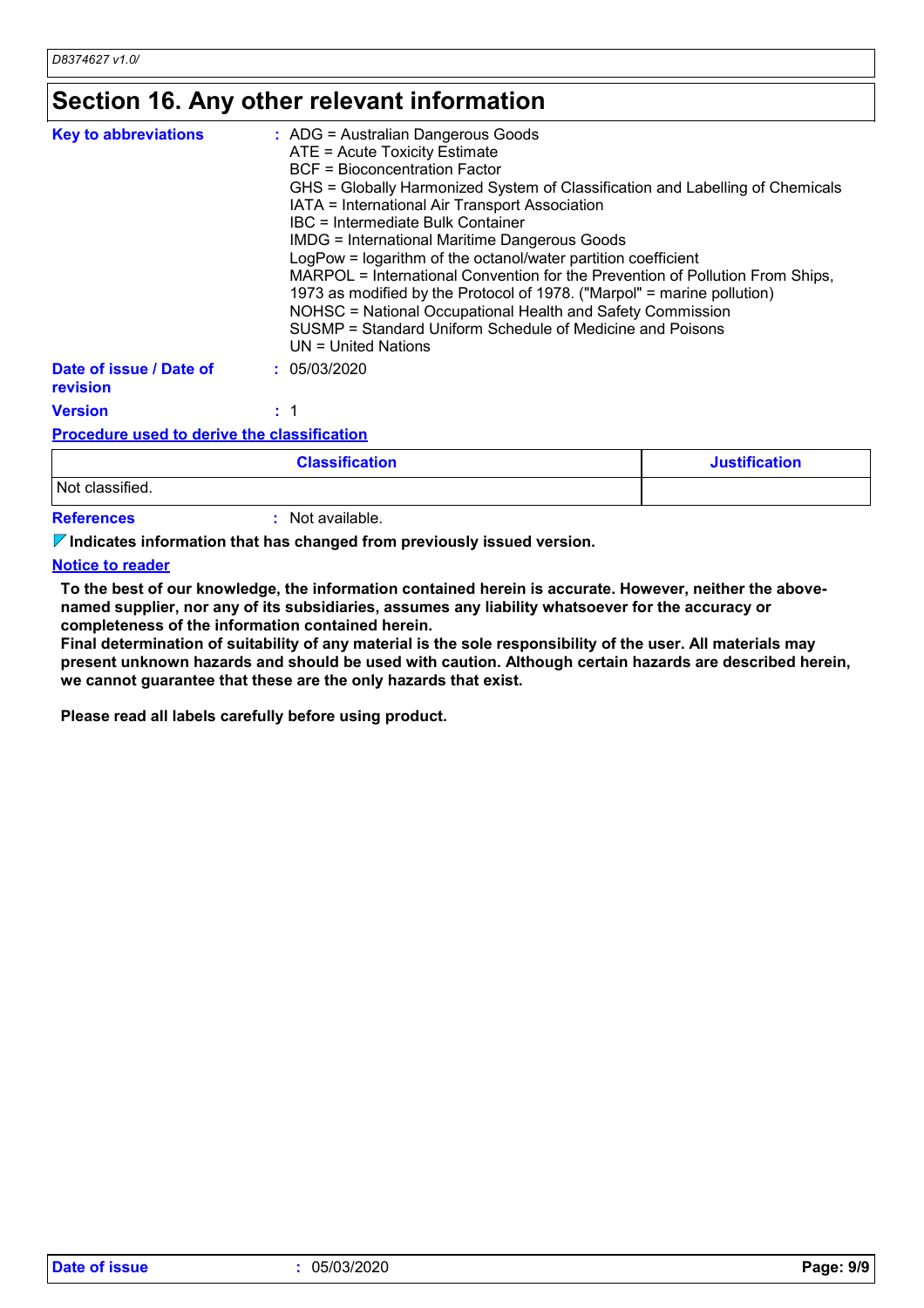## Section 16. Any other relevant information

**Key to abbreviations** : ADG = Australian Dangerous Goods
ATE = Acute Toxicity Estimate
BCF = Bioconcentration Factor
GHS = Globally Harmonized System of Classification and Labelling of Chemicals
IATA = International Air Transport Association
IBC = Intermediate Bulk Container
IMDG = International Maritime Dangerous Goods
LogPow = logarithm of the octanol/water partition coefficient
MARPOL = International Convention for the Prevention of Pollution From Ships, 1973 as modified by the Protocol of 1978. ("Marpol" = marine pollution)
NOHSC = National Occupational Health and Safety Commission
SUSMP = Standard Uniform Schedule of Medicine and Poisons
UN = United Nations

**Date of issue / Date of revision** : 05/03/2020

**Version** : 1

**Procedure used to derive the classification**

| Classification | Justification |
| --- | --- |
| Not classified. | |

**References** : Not available.

**Indicates information that has changed from previously issued version.**

**Notice to reader**

**To the best of our knowledge, the information contained herein is accurate. However, neither the above-named supplier, nor any of its subsidiaries, assumes any liability whatsoever for the accuracy or completeness of the information contained herein.**
**Final determination of suitability of any material is the sole responsibility of the user. All materials may present unknown hazards and should be used with caution. Although certain hazards are described herein, we cannot guarantee that these are the only hazards that exist.**

**Please read all labels carefully before using product.**